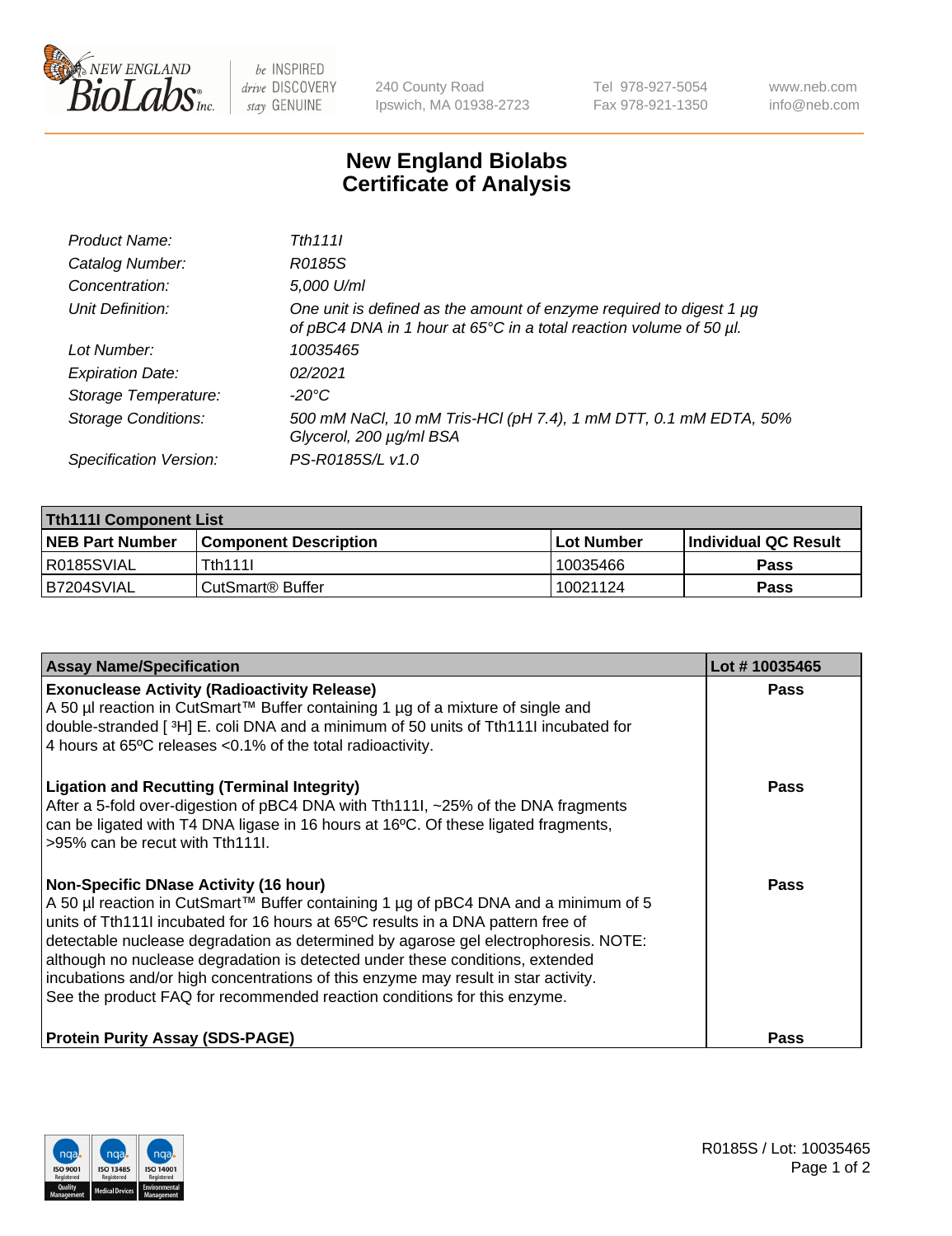# New England Biolabs Certificate of Analysis

| | |
|---|---|
| *Product Name:* | *Tth111I* |
| *Catalog Number:* | *R0185S* |
| *Concentration:* | *5,000 U/ml* |
| *Unit Definition:* | *One unit is defined as the amount of enzyme required to digest 1 µg of pBC4 DNA in 1 hour at 65°C in a total reaction volume of 50 µl.* |
| *Lot Number:* | *10035465* |
| *Expiration Date:* | *02/2021* |
| *Storage Temperature:* | *-20°C* |
| *Storage Conditions:* | *500 mM NaCl, 10 mM Tris-HCl (pH 7.4), 1 mM DTT, 0.1 mM EDTA, 50% Glycerol, 200 µg/ml BSA* |
| *Specification Version:* | *PS-R0185S/L v1.0* |

| **Tth111I Component List** | | | |
|---|---|---|---|
| **NEB Part Number** | **Component Description** | **Lot Number** | **Individual QC Result** |
| R0185SVIAL | Tth111I | 10035466 | **Pass** |
| B7204SVIAL | CutSmart® Buffer | 10021124 | **Pass** |

| **Assay Name/Specification** | **Lot # 10035465** |
|---|---|
| **Exonuclease Activity (Radioactivity Release)**<br>A 50 µl reaction in CutSmart™ Buffer containing 1 µg of a mixture of single and double-stranded [ $^3$H] E. coli DNA and a minimum of 50 units of Tth111I incubated for 4 hours at 65ºC releases <0.1% of the total radioactivity. | **Pass** |
| **Ligation and Recutting (Terminal Integrity)**<br>After a 5-fold over-digestion of pBC4 DNA with Tth111I, ~25% of the DNA fragments can be ligated with T4 DNA ligase in 16 hours at 16ºC. Of these ligated fragments, >95% can be recut with Tth111I. | **Pass** |
| **Non-Specific DNase Activity (16 hour)**<br>A 50 µl reaction in CutSmart™ Buffer containing 1 µg of pBC4 DNA and a minimum of 5 units of Tth111I incubated for 16 hours at 65ºC results in a DNA pattern free of detectable nuclease degradation as determined by agarose gel electrophoresis. NOTE: although no nuclease degradation is detected under these conditions, extended incubations and/or high concentrations of this enzyme may result in star activity. See the product FAQ for recommended reaction conditions for this enzyme. | **Pass** |
| **Protein Purity Assay (SDS-PAGE)** | **Pass** |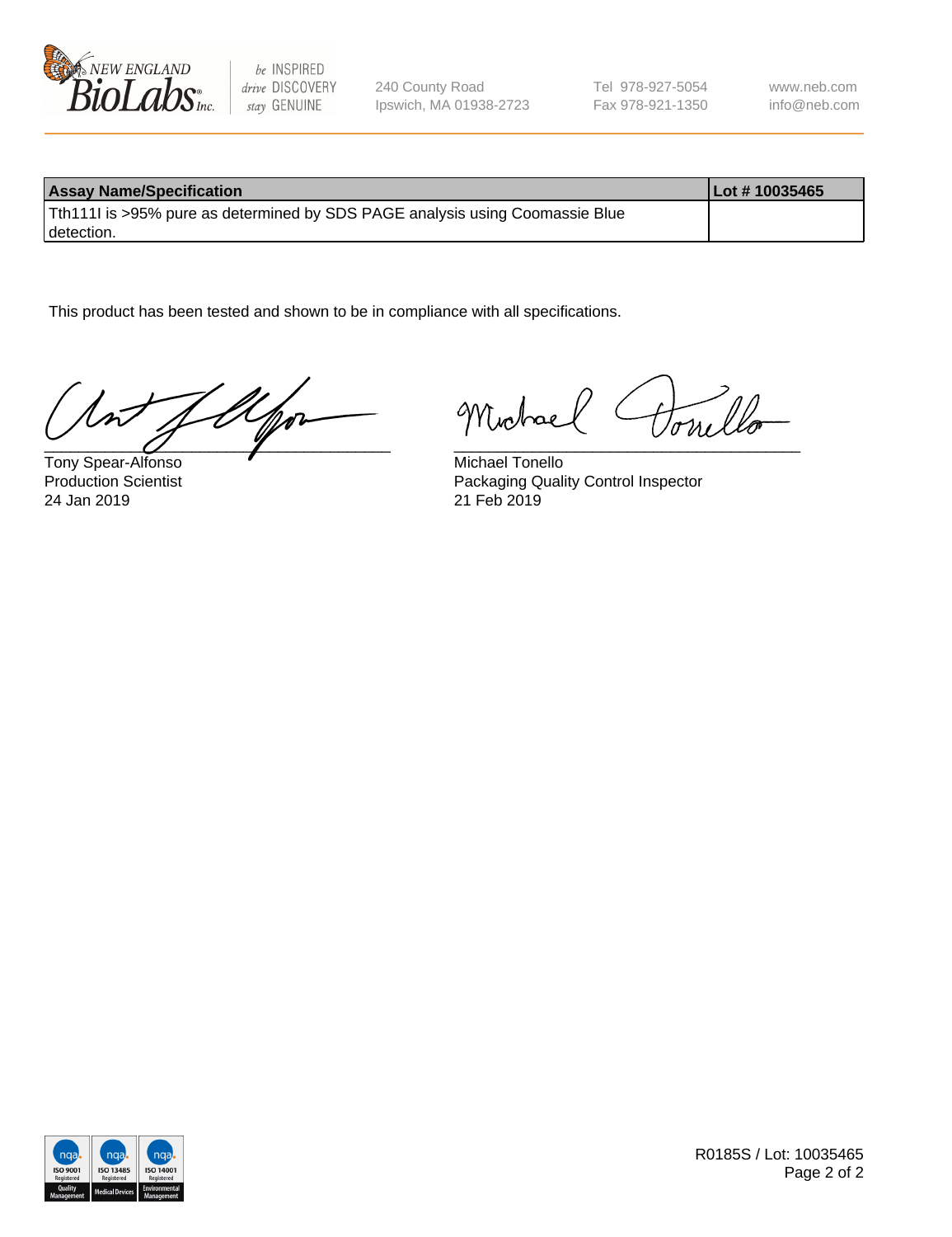| Assay Name/Specification | Lot # 10035465 |
| --- | --- |
| Tth111I is >95% pure as determined by SDS PAGE analysis using Coomassie Blue detection. | |

This product has been tested and shown to be in compliance with all specifications.

Tony Spear-Alfonso
Production Scientist
24 Jan 2019

Michael Tonello
Packaging Quality Control Inspector
21 Feb 2019

R0185S / Lot: 10035465